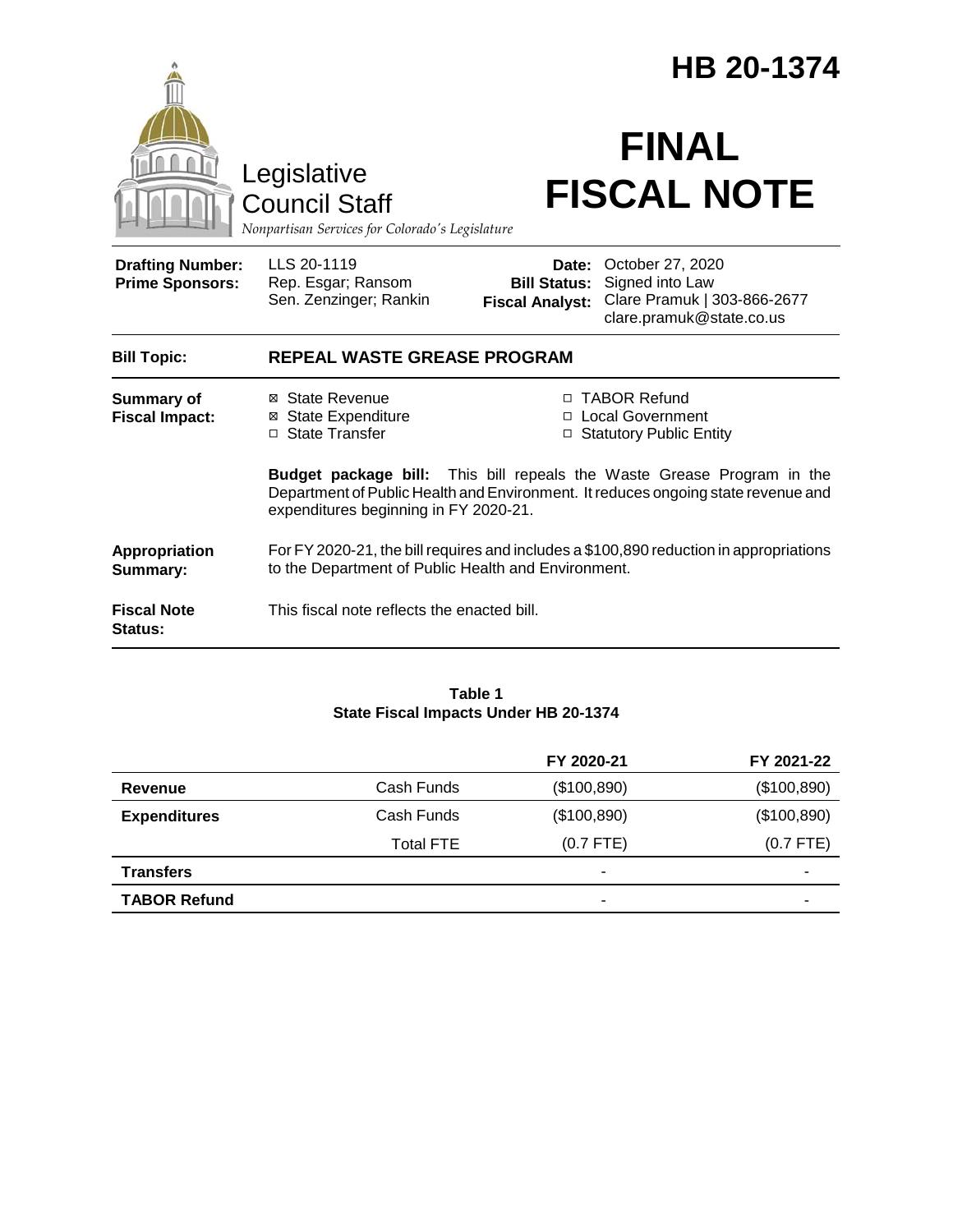# HB 20-1374

Legislative Council Staff

*Nonpartisan Services for Colorado's Legislature*

# FINAL FISCAL NOTE

| | | | |
|---|---|---|---|
| **Drafting Number:** | LLS 20-1119 | **Date:** | October 27, 2020 |
| **Prime Sponsors:** | Rep. Esgar; Ransom<br>Sen. Zenzinger; Rankin | **Bill Status:** | Signed into Law |
| | | **Fiscal Analyst:** | Clare Pramuk \| 303-866-2677<br>clare.pramuk@state.co.us |

**Bill Topic:** **REPEAL WASTE GREASE PROGRAM**

**Summary of Fiscal Impact:**

- ☒ State Revenue
- ☒ State Expenditure
- ☐ State Transfer
- ☐ TABOR Refund
- ☐ Local Government
- ☐ Statutory Public Entity

**Budget package bill:** This bill repeals the Waste Grease Program in the Department of Public Health and Environment. It reduces ongoing state revenue and expenditures beginning in FY 2020-21.

**Appropriation Summary:** For FY 2020-21, the bill requires and includes a $100,890 reduction in appropriations to the Department of Public Health and Environment.

**Fiscal Note Status:** This fiscal note reflects the enacted bill.

**Table 1**
**State Fiscal Impacts Under HB 20-1374**

| | | FY 2020-21 | FY 2021-22 |
|---|---|---|---|
| **Revenue** | Cash Funds | ($100,890) | ($100,890) |
| **Expenditures** | Cash Funds | ($100,890) | ($100,890) |
| | Total FTE | (0.7 FTE) | (0.7 FTE) |
| **Transfers** | | - | - |
| **TABOR Refund** | | - | - |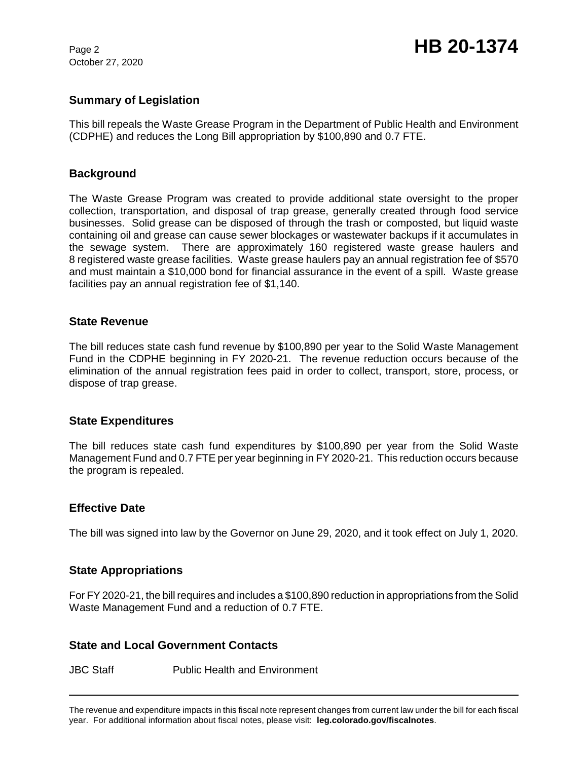## Summary of Legislation

This bill repeals the Waste Grease Program in the Department of Public Health and Environment (CDPHE) and reduces the Long Bill appropriation by $100,890 and 0.7 FTE.

## Background

The Waste Grease Program was created to provide additional state oversight to the proper collection, transportation, and disposal of trap grease, generally created through food service businesses. Solid grease can be disposed of through the trash or composted, but liquid waste containing oil and grease can cause sewer blockages or wastewater backups if it accumulates in the sewage system. There are approximately 160 registered waste grease haulers and 8 registered waste grease facilities. Waste grease haulers pay an annual registration fee of $570 and must maintain a $10,000 bond for financial assurance in the event of a spill. Waste grease facilities pay an annual registration fee of $1,140.

## State Revenue

The bill reduces state cash fund revenue by $100,890 per year to the Solid Waste Management Fund in the CDPHE beginning in FY 2020-21. The revenue reduction occurs because of the elimination of the annual registration fees paid in order to collect, transport, store, process, or dispose of trap grease.

## State Expenditures

The bill reduces state cash fund expenditures by $100,890 per year from the Solid Waste Management Fund and 0.7 FTE per year beginning in FY 2020-21. This reduction occurs because the program is repealed.

## Effective Date

The bill was signed into law by the Governor on June 29, 2020, and it took effect on July 1, 2020.

## State Appropriations

For FY 2020-21, the bill requires and includes a $100,890 reduction in appropriations from the Solid Waste Management Fund and a reduction of 0.7 FTE.

## State and Local Government Contacts

JBC Staff    Public Health and Environment

The revenue and expenditure impacts in this fiscal note represent changes from current law under the bill for each fiscal year. For additional information about fiscal notes, please visit: **leg.colorado.gov/fiscalnotes**.